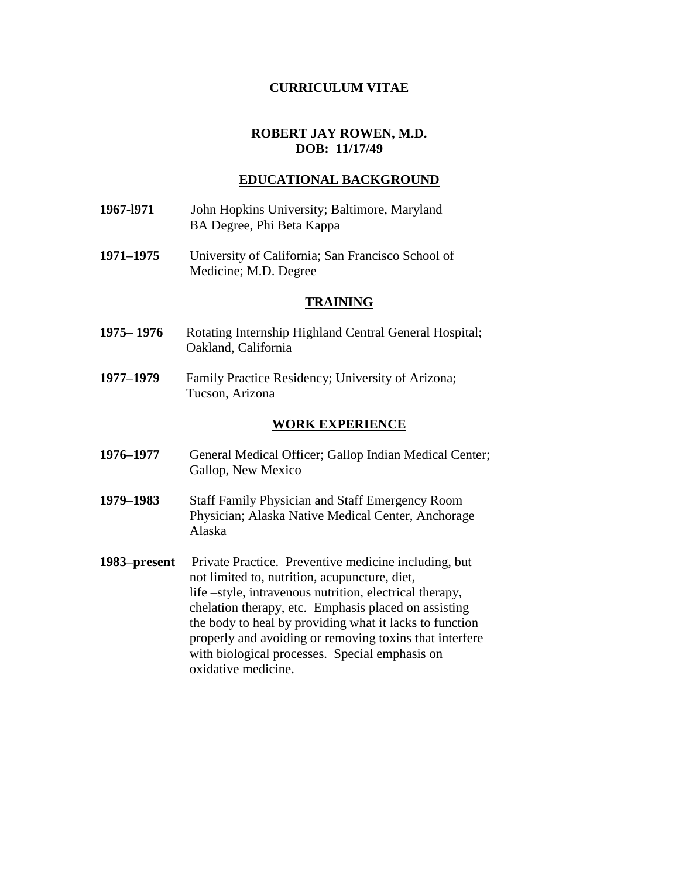# CURRICULUM VITAE

## ROBERT JAY ROWEN, M.D.
**DOB: 11/17/49**

## EDUCATIONAL BACKGROUND

**1967-l971** John Hopkins University; Baltimore, Maryland
BA Degree, Phi Beta Kappa

**1971–1975** University of California; San Francisco School of Medicine; M.D. Degree

## TRAINING

**1975– 1976** Rotating Internship Highland Central General Hospital; Oakland, California

**1977–1979** Family Practice Residency; University of Arizona; Tucson, Arizona

## WORK EXPERIENCE

**1976–1977** General Medical Officer; Gallop Indian Medical Center; Gallop, New Mexico

**1979–1983** Staff Family Physician and Staff Emergency Room Physician; Alaska Native Medical Center, Anchorage Alaska

**1983–present** Private Practice. Preventive medicine including, but not limited to, nutrition, acupuncture, diet, life –style, intravenous nutrition, electrical therapy, chelation therapy, etc. Emphasis placed on assisting the body to heal by providing what it lacks to function properly and avoiding or removing toxins that interfere with biological processes. Special emphasis on oxidative medicine.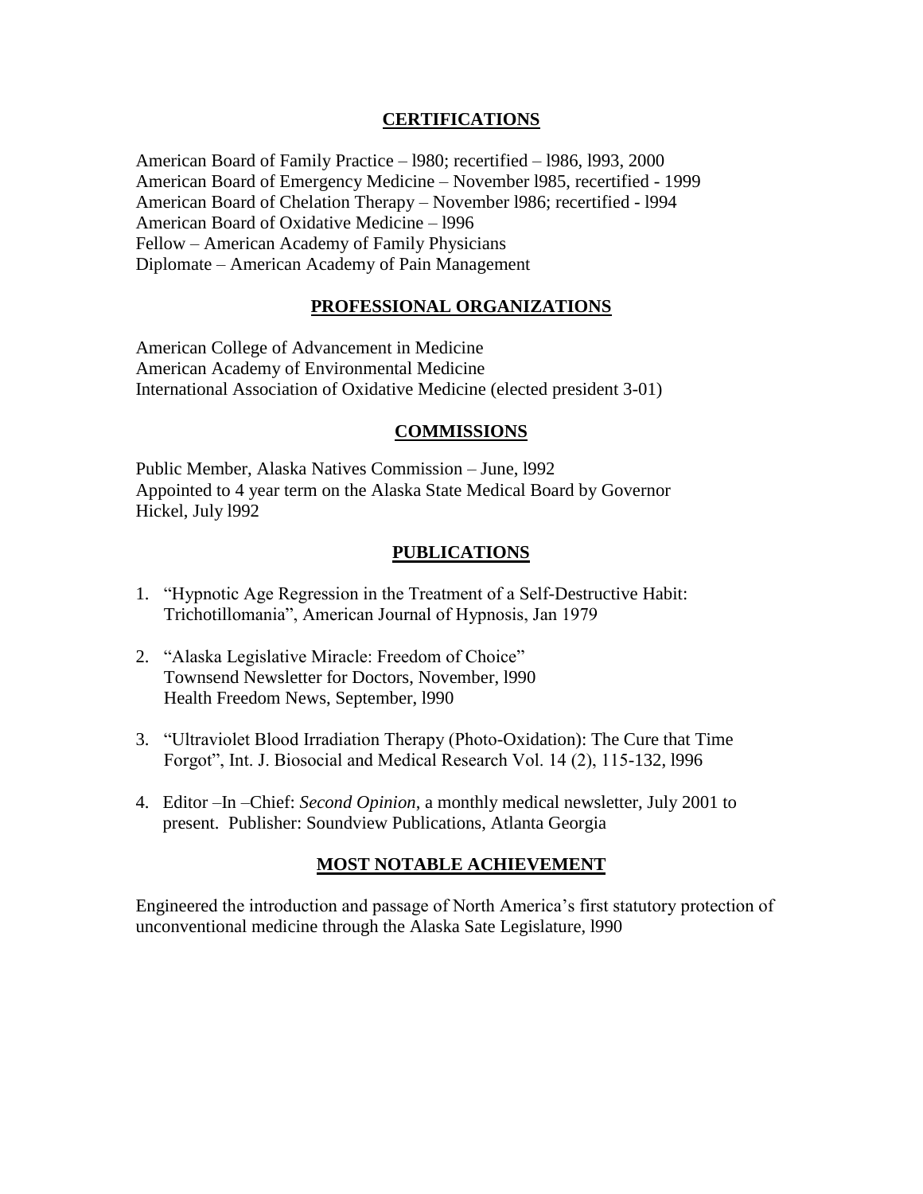## CERTIFICATIONS

American Board of Family Practice – l980; recertified – l986, l993, 2000
American Board of Emergency Medicine – November l985, recertified - 1999
American Board of Chelation Therapy – November l986; recertified - l994
American Board of Oxidative Medicine – l996
Fellow – American Academy of Family Physicians
Diplomate – American Academy of Pain Management

## PROFESSIONAL ORGANIZATIONS

American College of Advancement in Medicine
American Academy of Environmental Medicine
International Association of Oxidative Medicine (elected president 3-01)

## COMMISSIONS

Public Member, Alaska Natives Commission – June, l992
Appointed to 4 year term on the Alaska State Medical Board by Governor Hickel, July l992

## PUBLICATIONS

1. "Hypnotic Age Regression in the Treatment of a Self-Destructive Habit: Trichotillomania", American Journal of Hypnosis, Jan 1979

2. "Alaska Legislative Miracle: Freedom of Choice"
   Townsend Newsletter for Doctors, November, l990
   Health Freedom News, September, l990

3. "Ultraviolet Blood Irradiation Therapy (Photo-Oxidation): The Cure that Time Forgot", Int. J. Biosocial and Medical Research Vol. 14 (2), 115-132, l996

4. Editor –In –Chief: *Second Opinion*, a monthly medical newsletter, July 2001 to present. Publisher: Soundview Publications, Atlanta Georgia

## MOST NOTABLE ACHIEVEMENT

Engineered the introduction and passage of North America's first statutory protection of unconventional medicine through the Alaska Sate Legislature, l990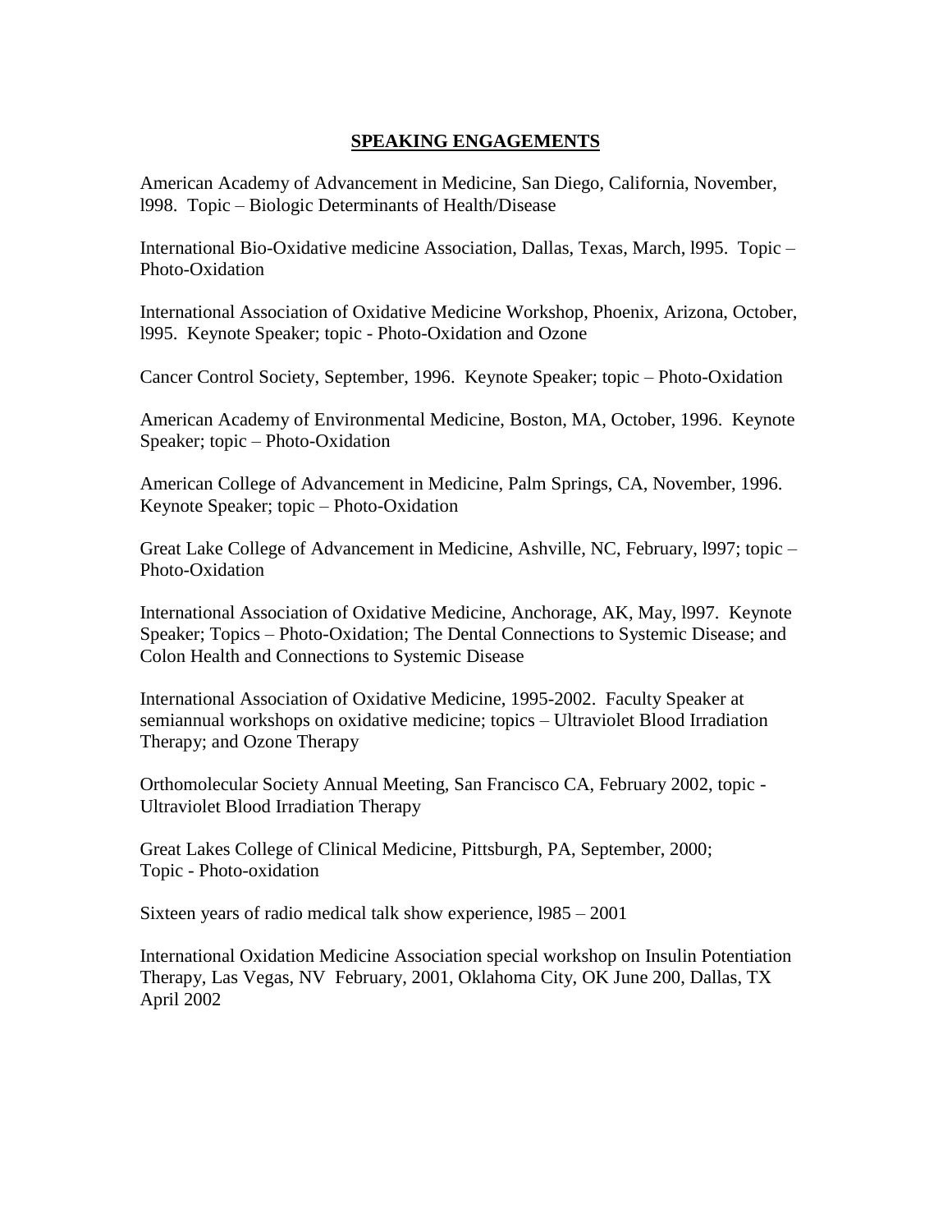## SPEAKING ENGAGEMENTS

American Academy of Advancement in Medicine, San Diego, California, November, l998. Topic – Biologic Determinants of Health/Disease

International Bio-Oxidative medicine Association, Dallas, Texas, March, l995. Topic – Photo-Oxidation

International Association of Oxidative Medicine Workshop, Phoenix, Arizona, October, l995. Keynote Speaker; topic - Photo-Oxidation and Ozone

Cancer Control Society, September, 1996. Keynote Speaker; topic – Photo-Oxidation

American Academy of Environmental Medicine, Boston, MA, October, 1996. Keynote Speaker; topic – Photo-Oxidation

American College of Advancement in Medicine, Palm Springs, CA, November, 1996. Keynote Speaker; topic – Photo-Oxidation

Great Lake College of Advancement in Medicine, Ashville, NC, February, l997; topic – Photo-Oxidation

International Association of Oxidative Medicine, Anchorage, AK, May, l997. Keynote Speaker; Topics – Photo-Oxidation; The Dental Connections to Systemic Disease; and Colon Health and Connections to Systemic Disease

International Association of Oxidative Medicine, 1995-2002. Faculty Speaker at semiannual workshops on oxidative medicine; topics – Ultraviolet Blood Irradiation Therapy; and Ozone Therapy

Orthomolecular Society Annual Meeting, San Francisco CA, February 2002, topic - Ultraviolet Blood Irradiation Therapy

Great Lakes College of Clinical Medicine, Pittsburgh, PA, September, 2000; Topic - Photo-oxidation

Sixteen years of radio medical talk show experience, l985 – 2001

International Oxidation Medicine Association special workshop on Insulin Potentiation Therapy, Las Vegas, NV February, 2001, Oklahoma City, OK June 200, Dallas, TX April 2002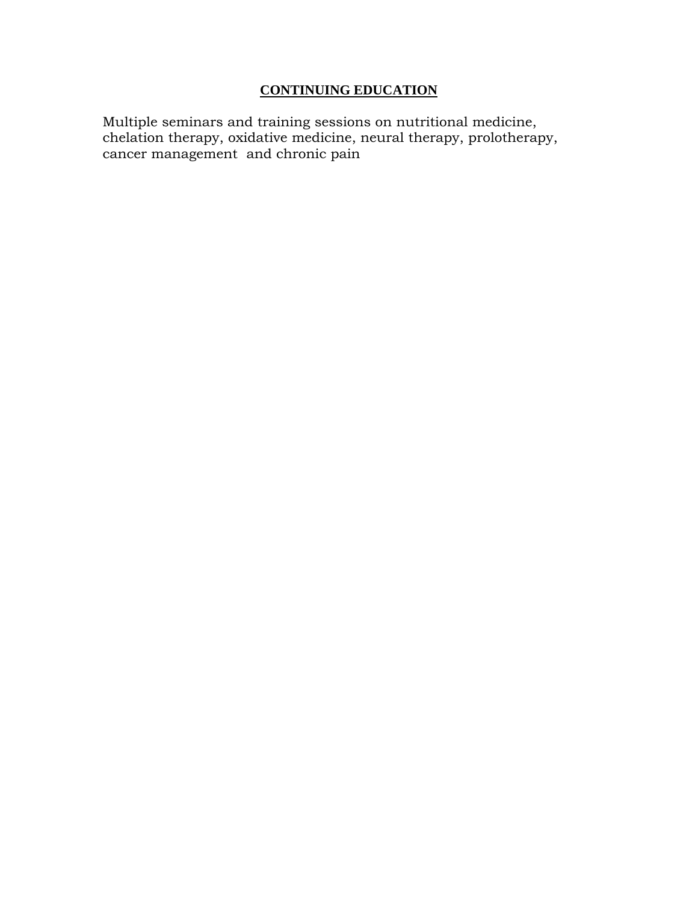## CONTINUING EDUCATION

Multiple seminars and training sessions on nutritional medicine, chelation therapy, oxidative medicine, neural therapy, prolotherapy, cancer management and chronic pain